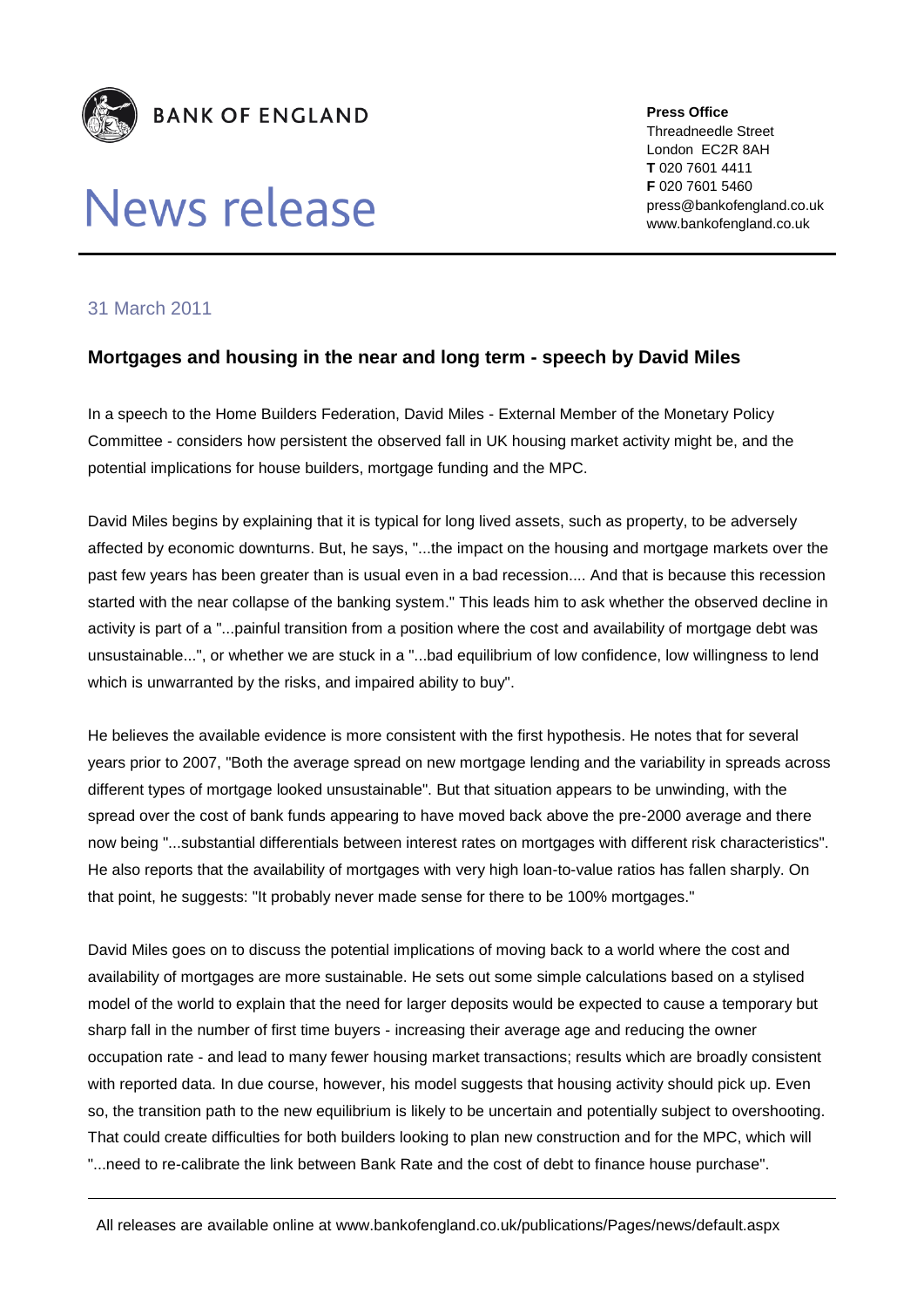**BANK OF ENGLAND**

# News release

**Press Office**
Threadneedle Street
London EC2R 8AH
**T** 020 7601 4411
**F** 020 7601 5460
press@bankofengland.co.uk
www.bankofengland.co.uk

31 March 2011

## Mortgages and housing in the near and long term - speech by David Miles

In a speech to the Home Builders Federation, David Miles - External Member of the Monetary Policy Committee - considers how persistent the observed fall in UK housing market activity might be, and the potential implications for house builders, mortgage funding and the MPC.

David Miles begins by explaining that it is typical for long lived assets, such as property, to be adversely affected by economic downturns. But, he says, "...the impact on the housing and mortgage markets over the past few years has been greater than is usual even in a bad recession.... And that is because this recession started with the near collapse of the banking system." This leads him to ask whether the observed decline in activity is part of a "...painful transition from a position where the cost and availability of mortgage debt was unsustainable...", or whether we are stuck in a "...bad equilibrium of low confidence, low willingness to lend which is unwarranted by the risks, and impaired ability to buy".

He believes the available evidence is more consistent with the first hypothesis. He notes that for several years prior to 2007, "Both the average spread on new mortgage lending and the variability in spreads across different types of mortgage looked unsustainable". But that situation appears to be unwinding, with the spread over the cost of bank funds appearing to have moved back above the pre-2000 average and there now being "...substantial differentials between interest rates on mortgages with different risk characteristics". He also reports that the availability of mortgages with very high loan-to-value ratios has fallen sharply. On that point, he suggests: "It probably never made sense for there to be 100% mortgages."

David Miles goes on to discuss the potential implications of moving back to a world where the cost and availability of mortgages are more sustainable. He sets out some simple calculations based on a stylised model of the world to explain that the need for larger deposits would be expected to cause a temporary but sharp fall in the number of first time buyers - increasing their average age and reducing the owner occupation rate - and lead to many fewer housing market transactions; results which are broadly consistent with reported data. In due course, however, his model suggests that housing activity should pick up. Even so, the transition path to the new equilibrium is likely to be uncertain and potentially subject to overshooting. That could create difficulties for both builders looking to plan new construction and for the MPC, which will "...need to re-calibrate the link between Bank Rate and the cost of debt to finance house purchase".

All releases are available online at www.bankofengland.co.uk/publications/Pages/news/default.aspx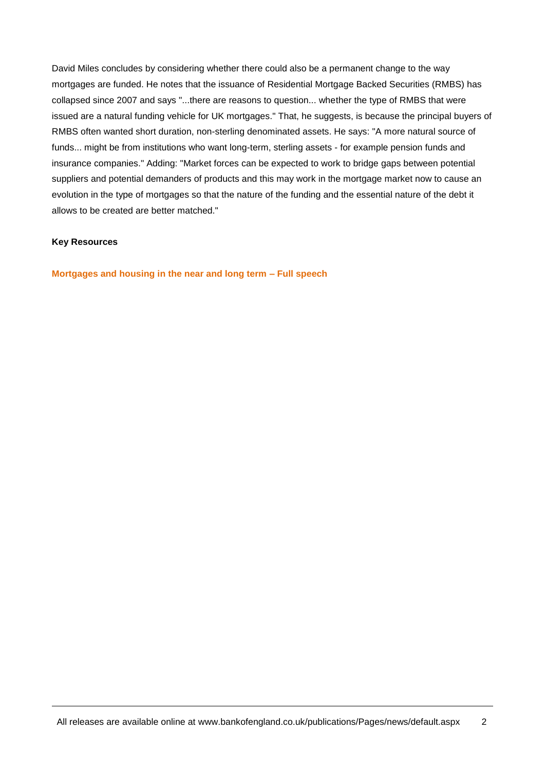David Miles concludes by considering whether there could also be a permanent change to the way mortgages are funded. He notes that the issuance of Residential Mortgage Backed Securities (RMBS) has collapsed since 2007 and says "...there are reasons to question... whether the type of RMBS that were issued are a natural funding vehicle for UK mortgages." That, he suggests, is because the principal buyers of RMBS often wanted short duration, non-sterling denominated assets. He says: "A more natural source of funds... might be from institutions who want long-term, sterling assets - for example pension funds and insurance companies." Adding: "Market forces can be expected to work to bridge gaps between potential suppliers and potential demanders of products and this may work in the mortgage market now to cause an evolution in the type of mortgages so that the nature of the funding and the essential nature of the debt it allows to be created are better matched."

**Key Resources**

**Mortgages and housing in the near and long term – Full speech**

All releases are available online at www.bankofengland.co.uk/publications/Pages/news/default.aspx